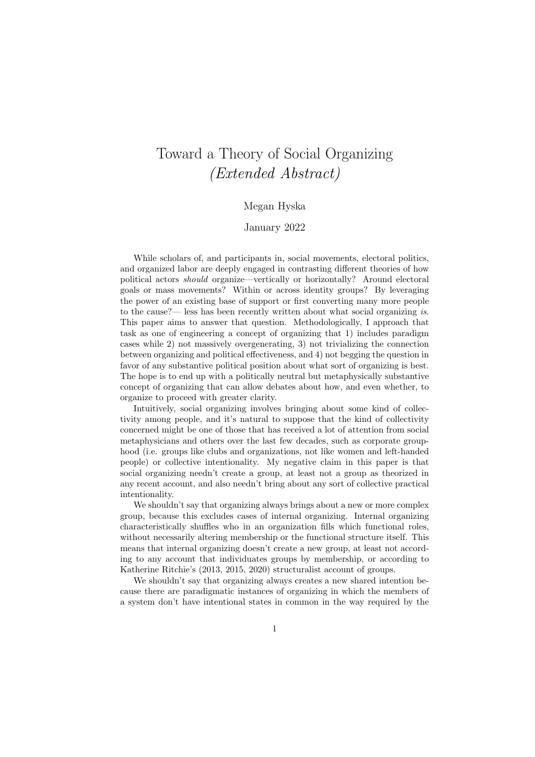# Toward a Theory of Social Organizing
## *(Extended Abstract)*

Megan Hyska

January 2022

While scholars of, and participants in, social movements, electoral politics, and organized labor are deeply engaged in contrasting different theories of how political actors *should* organize—vertically or horizontally? Around electoral goals or mass movements? Within or across identity groups? By leveraging the power of an existing base of support or first converting many more people to the cause?— less has been recently written about what social organizing *is*. This paper aims to answer that question. Methodologically, I approach that task as one of engineering a concept of organizing that 1) includes paradigm cases while 2) not massively overgenerating, 3) not trivializing the connection between organizing and political effectiveness, and 4) not begging the question in favor of any substantive political position about what sort of organizing is best. The hope is to end up with a politically neutral but metaphysically substantive concept of organizing that can allow debates about how, and even whether, to organize to proceed with greater clarity.

Intuitively, social organizing involves bringing about some kind of collectivity among people, and it's natural to suppose that the kind of collectivity concerned might be one of those that has received a lot of attention from social metaphysicians and others over the last few decades, such as corporate grouphood (i.e. groups like clubs and organizations, not like women and left-handed people) or collective intentionality. My negative claim in this paper is that social organizing needn't create a group, at least not a group as theorized in any recent account, and also needn't bring about any sort of collective practical intentionality.

We shouldn't say that organizing always brings about a new or more complex group, because this excludes cases of internal organizing. Internal organizing characteristically shuffles who in an organization fills which functional roles, without necessarily altering membership or the functional structure itself. This means that internal organizing doesn't create a new group, at least not according to any account that individuates groups by membership, or according to Katherine Ritchie's (2013, 2015, 2020) structuralist account of groups.

We shouldn't say that organizing always creates a new shared intention because there are paradigmatic instances of organizing in which the members of a system don't have intentional states in common in the way required by the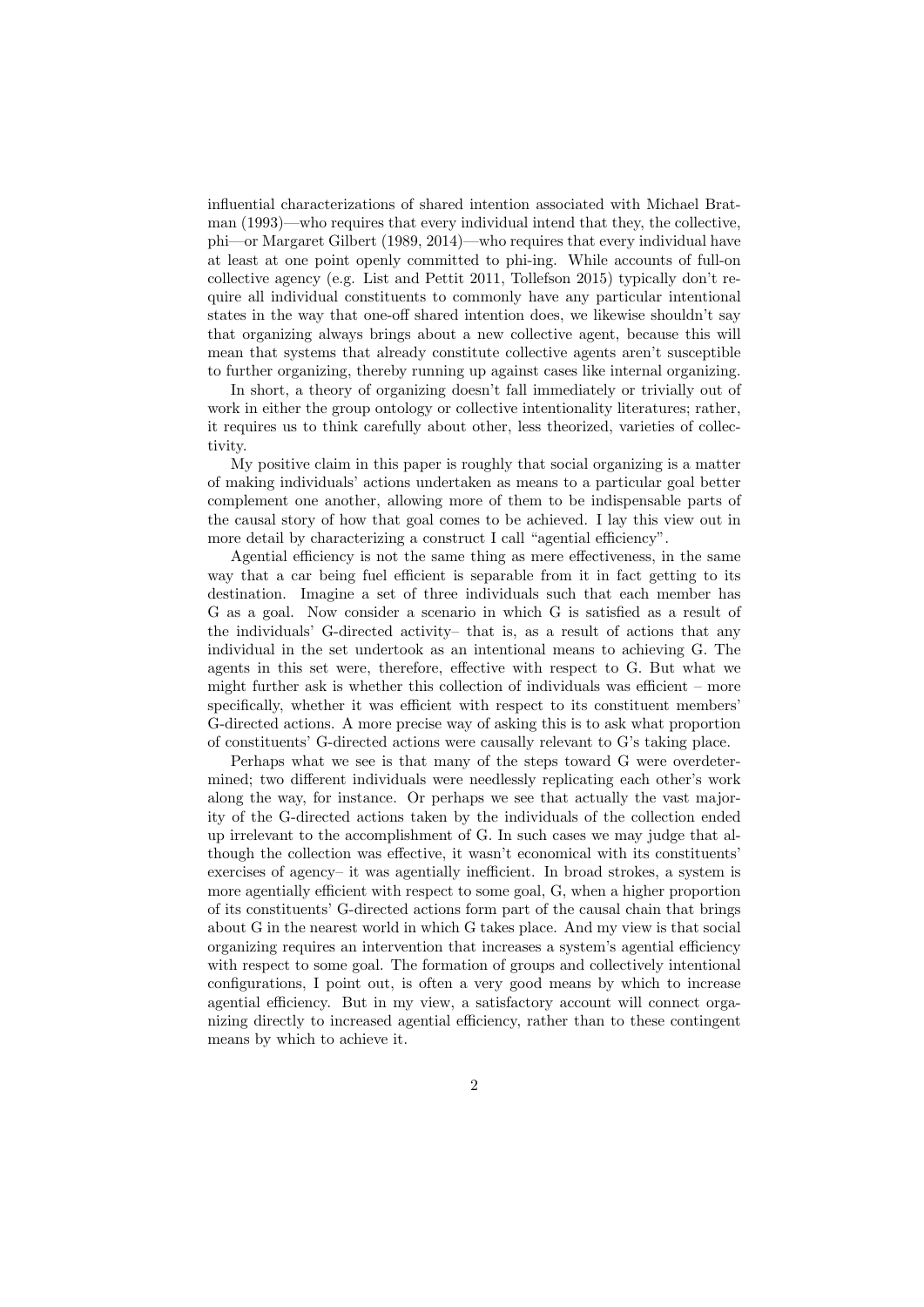influential characterizations of shared intention associated with Michael Bratman (1993)—who requires that every individual intend that they, the collective, phi—or Margaret Gilbert (1989, 2014)—who requires that every individual have at least at one point openly committed to phi-ing. While accounts of full-on collective agency (e.g. List and Pettit 2011, Tollefson 2015) typically don't require all individual constituents to commonly have any particular intentional states in the way that one-off shared intention does, we likewise shouldn't say that organizing always brings about a new collective agent, because this will mean that systems that already constitute collective agents aren't susceptible to further organizing, thereby running up against cases like internal organizing.

In short, a theory of organizing doesn't fall immediately or trivially out of work in either the group ontology or collective intentionality literatures; rather, it requires us to think carefully about other, less theorized, varieties of collectivity.

My positive claim in this paper is roughly that social organizing is a matter of making individuals' actions undertaken as means to a particular goal better complement one another, allowing more of them to be indispensable parts of the causal story of how that goal comes to be achieved. I lay this view out in more detail by characterizing a construct I call "agential efficiency".

Agential efficiency is not the same thing as mere effectiveness, in the same way that a car being fuel efficient is separable from it in fact getting to its destination. Imagine a set of three individuals such that each member has G as a goal. Now consider a scenario in which G is satisfied as a result of the individuals' G-directed activity– that is, as a result of actions that any individual in the set undertook as an intentional means to achieving G. The agents in this set were, therefore, effective with respect to G. But what we might further ask is whether this collection of individuals was efficient – more specifically, whether it was efficient with respect to its constituent members' G-directed actions. A more precise way of asking this is to ask what proportion of constituents' G-directed actions were causally relevant to G's taking place.

Perhaps what we see is that many of the steps toward G were overdetermined; two different individuals were needlessly replicating each other's work along the way, for instance. Or perhaps we see that actually the vast majority of the G-directed actions taken by the individuals of the collection ended up irrelevant to the accomplishment of G. In such cases we may judge that although the collection was effective, it wasn't economical with its constituents' exercises of agency– it was agentially inefficient. In broad strokes, a system is more agentially efficient with respect to some goal, G, when a higher proportion of its constituents' G-directed actions form part of the causal chain that brings about G in the nearest world in which G takes place. And my view is that social organizing requires an intervention that increases a system's agential efficiency with respect to some goal. The formation of groups and collectively intentional configurations, I point out, is often a very good means by which to increase agential efficiency. But in my view, a satisfactory account will connect organizing directly to increased agential efficiency, rather than to these contingent means by which to achieve it.